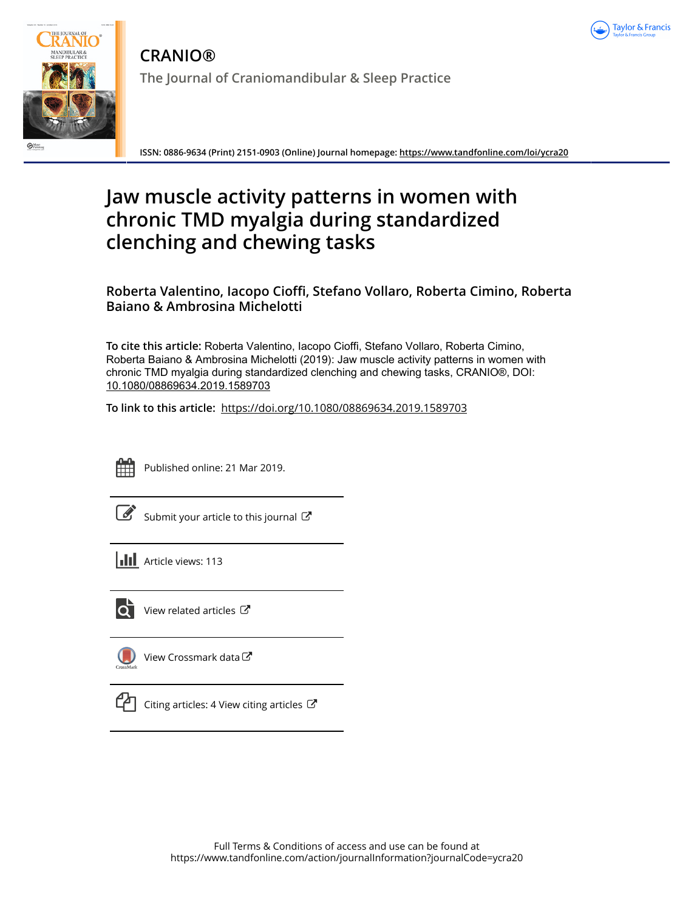**CRANIO®**

**The Journal of Craniomandibular & Sleep Practice**

**ISSN: 0886-9634 (Print) 2151-0903 (Online) Journal homepage: https://www.tandfonline.com/loi/ycra20**

# Jaw muscle activity patterns in women with chronic TMD myalgia during standardized clenching and chewing tasks

**Roberta Valentino, Iacopo Cioffi, Stefano Vollaro, Roberta Cimino, Roberta Baiano & Ambrosina Michelotti**

**To cite this article:** Roberta Valentino, Iacopo Cioffi, Stefano Vollaro, Roberta Cimino, Roberta Baiano & Ambrosina Michelotti (2019): Jaw muscle activity patterns in women with chronic TMD myalgia during standardized clenching and chewing tasks, CRANIO®, DOI: 10.1080/08869634.2019.1589703

**To link to this article:** https://doi.org/10.1080/08869634.2019.1589703

Published online: 21 Mar 2019.

Submit your article to this journal

Article views: 113

View related articles

View Crossmark data

Citing articles: 4 View citing articles

Full Terms & Conditions of access and use can be found at
https://www.tandfonline.com/action/journalInformation?journalCode=ycra20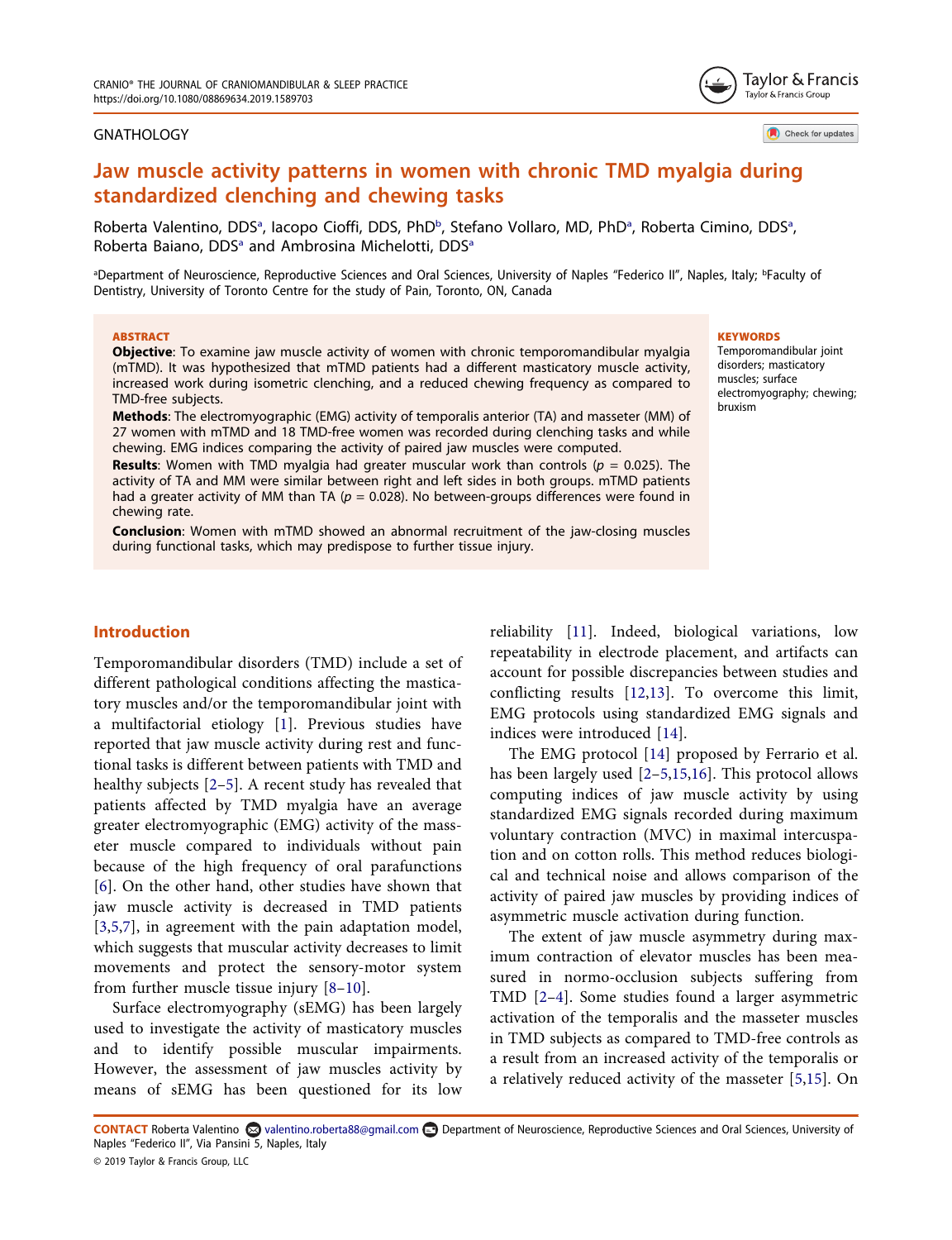GNATHOLOGY

# Jaw muscle activity patterns in women with chronic TMD myalgia during standardized clenching and chewing tasks

Roberta Valentino, DDS[a], Iacopo Cioffi, DDS, PhD[b], Stefano Vollaro, MD, PhD[a], Roberta Cimino, DDS[a], Roberta Baiano, DDS[a] and Ambrosina Michelotti, DDS[a]

[a]Department of Neuroscience, Reproductive Sciences and Oral Sciences, University of Naples "Federico II", Naples, Italy; [b]Faculty of Dentistry, University of Toronto Centre for the study of Pain, Toronto, ON, Canada

## ABSTRACT

**Objective**: To examine jaw muscle activity of women with chronic temporomandibular myalgia (mTMD). It was hypothesized that mTMD patients had a different masticatory muscle activity, increased work during isometric clenching, and a reduced chewing frequency as compared to TMD-free subjects.

**Methods**: The electromyographic (EMG) activity of temporalis anterior (TA) and masseter (MM) of 27 women with mTMD and 18 TMD-free women was recorded during clenching tasks and while chewing. EMG indices comparing the activity of paired jaw muscles were computed.

**Results**: Women with TMD myalgia had greater muscular work than controls ($p$ = 0.025). The activity of TA and MM were similar between right and left sides in both groups. mTMD patients had a greater activity of MM than TA ($p$ = 0.028). No between-groups differences were found in chewing rate.

**Conclusion**: Women with mTMD showed an abnormal recruitment of the jaw-closing muscles during functional tasks, which may predispose to further tissue injury.

## KEYWORDS

Temporomandibular joint disorders; masticatory muscles; surface electromyography; chewing; bruxism

## Introduction

Temporomandibular disorders (TMD) include a set of different pathological conditions affecting the masticatory muscles and/or the temporomandibular joint with a multifactorial etiology [1]. Previous studies have reported that jaw muscle activity during rest and functional tasks is different between patients with TMD and healthy subjects [2–5]. A recent study has revealed that patients affected by TMD myalgia have an average greater electromyographic (EMG) activity of the masseter muscle compared to individuals without pain because of the high frequency of oral parafunctions [6]. On the other hand, other studies have shown that jaw muscle activity is decreased in TMD patients [3,5,7], in agreement with the pain adaptation model, which suggests that muscular activity decreases to limit movements and protect the sensory-motor system from further muscle tissue injury [8–10].

Surface electromyography (sEMG) has been largely used to investigate the activity of masticatory muscles and to identify possible muscular impairments. However, the assessment of jaw muscles activity by means of sEMG has been questioned for its low reliability [11]. Indeed, biological variations, low repeatability in electrode placement, and artifacts can account for possible discrepancies between studies and conflicting results [12,13]. To overcome this limit, EMG protocols using standardized EMG signals and indices were introduced [14].

The EMG protocol [14] proposed by Ferrario et al. has been largely used [2–5,15,16]. This protocol allows computing indices of jaw muscle activity by using standardized EMG signals recorded during maximum voluntary contraction (MVC) in maximal intercuspation and on cotton rolls. This method reduces biological and technical noise and allows comparison of the activity of paired jaw muscles by providing indices of asymmetric muscle activation during function.

The extent of jaw muscle asymmetry during maximum contraction of elevator muscles has been measured in normo-occlusion subjects suffering from TMD [2–4]. Some studies found a larger asymmetric activation of the temporalis and the masseter muscles in TMD subjects as compared to TMD-free controls as a result from an increased activity of the temporalis or a relatively reduced activity of the masseter [5,15]. On

**CONTACT** Roberta Valentino valentino.roberta88@gmail.com Department of Neuroscience, Reproductive Sciences and Oral Sciences, University of Naples "Federico II", Via Pansini 5, Naples, Italy

© 2019 Taylor & Francis Group, LLC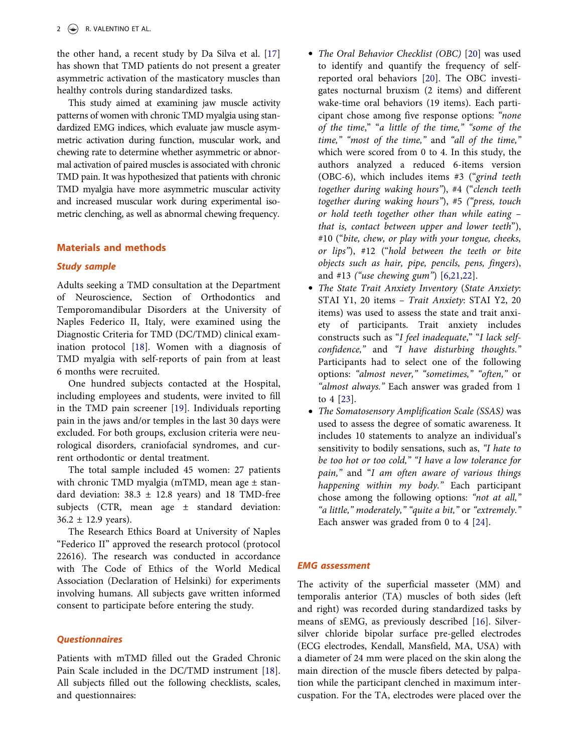the other hand, a recent study by Da Silva et al. [17] has shown that TMD patients do not present a greater asymmetric activation of the masticatory muscles than healthy controls during standardized tasks.

This study aimed at examining jaw muscle activity patterns of women with chronic TMD myalgia using standardized EMG indices, which evaluate jaw muscle asymmetric activation during function, muscular work, and chewing rate to determine whether asymmetric or abnormal activation of paired muscles is associated with chronic TMD pain. It was hypothesized that patients with chronic TMD myalgia have more asymmetric muscular activity and increased muscular work during experimental isometric clenching, as well as abnormal chewing frequency.

## Materials and methods

### Study sample

Adults seeking a TMD consultation at the Department of Neuroscience, Section of Orthodontics and Temporomandibular Disorders at the University of Naples Federico II, Italy, were examined using the Diagnostic Criteria for TMD (DC/TMD) clinical examination protocol [18]. Women with a diagnosis of TMD myalgia with self-reports of pain from at least 6 months were recruited.

One hundred subjects contacted at the Hospital, including employees and students, were invited to fill in the TMD pain screener [19]. Individuals reporting pain in the jaws and/or temples in the last 30 days were excluded. For both groups, exclusion criteria were neurological disorders, craniofacial syndromes, and current orthodontic or dental treatment.

The total sample included 45 women: 27 patients with chronic TMD myalgia (mTMD, mean age ± standard deviation: 38.3 ± 12.8 years) and 18 TMD-free subjects (CTR, mean age ± standard deviation: 36.2 ± 12.9 years).

The Research Ethics Board at University of Naples "Federico II" approved the research protocol (protocol 22616). The research was conducted in accordance with The Code of Ethics of the World Medical Association (Declaration of Helsinki) for experiments involving humans. All subjects gave written informed consent to participate before entering the study.

### Questionnaires

Patients with mTMD filled out the Graded Chronic Pain Scale included in the DC/TMD instrument [18]. All subjects filled out the following checklists, scales, and questionnaires:

- *The Oral Behavior Checklist (OBC)* [20] was used to identify and quantify the frequency of self-reported oral behaviors [20]. The OBC investigates nocturnal bruxism (2 items) and different wake-time oral behaviors (19 items). Each participant chose among five response options: *"none of the time,"* *"a little of the time,"* *"some of the time,"* *"most of the time,"* and *"all of the time,"* which were scored from 0 to 4. In this study, the authors analyzed a reduced 6-items version (OBC-6), which includes items #3 ("*grind teeth together during waking hours*"), #4 ("*clench teeth together during waking hours*"), #5 (*"press, touch or hold teeth together other than while eating – that is, contact between upper and lower teeth*"), #10 ("*bite, chew, or play with your tongue, cheeks, or lips*"), #12 ("*hold between the teeth or bite objects such as hair, pipe, pencils, pens, fingers*"), and #13 (*"use chewing gum*") [6,21,22].
- *The State Trait Anxiety Inventory* (*State Anxiety*: STAI Y1, 20 items – *Trait Anxiety*: STAI Y2, 20 items) was used to assess the state and trait anxiety of participants. Trait anxiety includes constructs such as "*I feel inadequate*," "*I lack self-confidence,*" and *"I have disturbing thoughts."* Participants had to select one of the following options: *"almost never,"* *"sometimes,"* *"often,"* or *"almost always."* Each answer was graded from 1 to 4 [23].
- *The Somatosensory Amplification Scale (SSAS)* was used to assess the degree of somatic awareness. It includes 10 statements to analyze an individual's sensitivity to bodily sensations, such as, *"I hate to be too hot or too cold,"* *"I have a low tolerance for pain,"* and *"I am often aware of various things happening within my body."* Each participant chose among the following options: *"not at all,"* *"a little," moderately,"* *"quite a bit,"* or *"extremely."* Each answer was graded from 0 to 4 [24].

### EMG assessment

The activity of the superficial masseter (MM) and temporalis anterior (TA) muscles of both sides (left and right) was recorded during standardized tasks by means of sEMG, as previously described [16]. Silver-silver chloride bipolar surface pre-gelled electrodes (ECG electrodes, Kendall, Mansfield, MA, USA) with a diameter of 24 mm were placed on the skin along the main direction of the muscle fibers detected by palpation while the participant clenched in maximum intercuspation. For the TA, electrodes were placed over the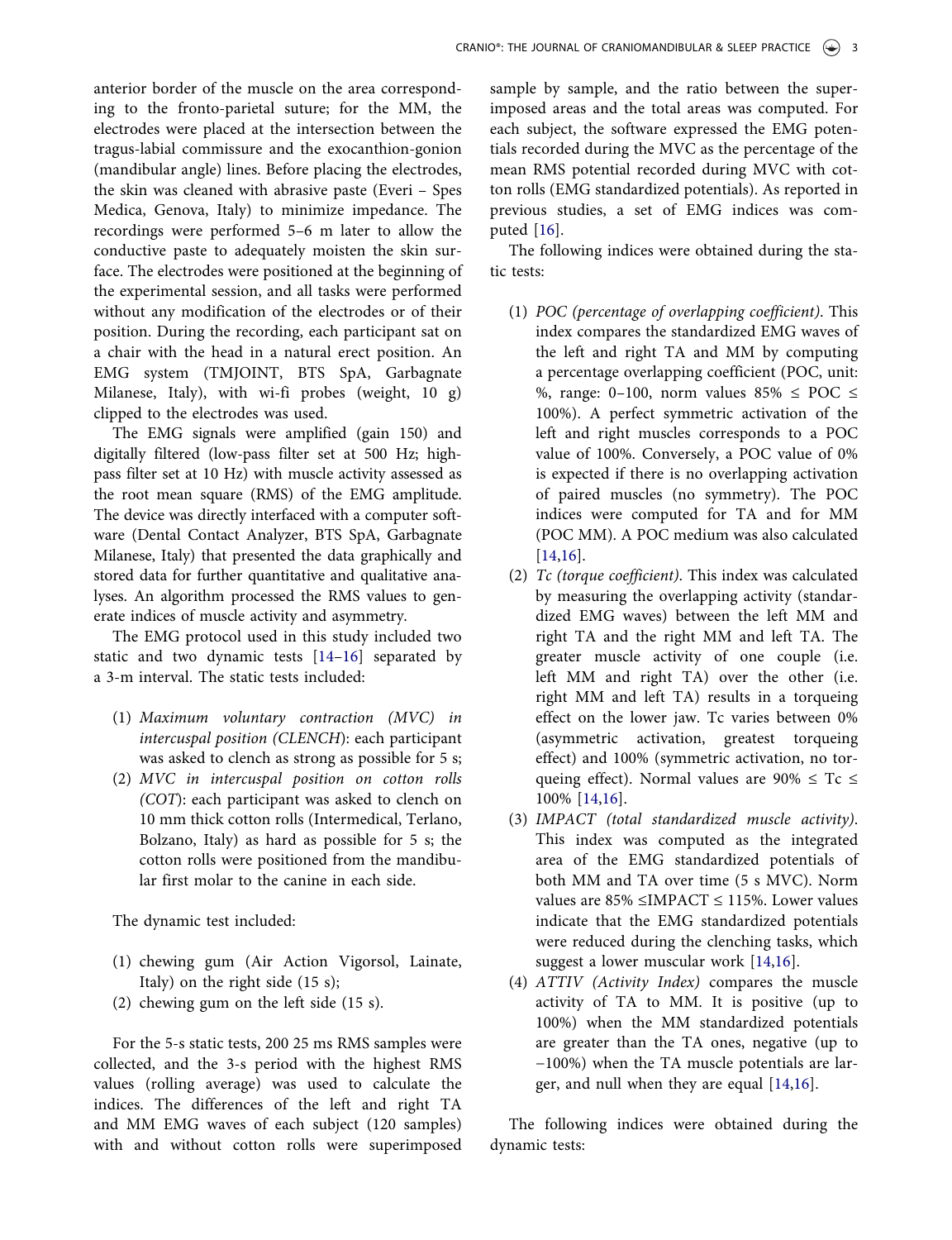anterior border of the muscle on the area corresponding to the fronto-parietal suture; for the MM, the electrodes were placed at the intersection between the tragus-labial commissure and the exocanthion-gonion (mandibular angle) lines. Before placing the electrodes, the skin was cleaned with abrasive paste (Everi – Spes Medica, Genova, Italy) to minimize impedance. The recordings were performed 5–6 m later to allow the conductive paste to adequately moisten the skin surface. The electrodes were positioned at the beginning of the experimental session, and all tasks were performed without any modification of the electrodes or of their position. During the recording, each participant sat on a chair with the head in a natural erect position. An EMG system (TMJOINT, BTS SpA, Garbagnate Milanese, Italy), with wi-fi probes (weight, 10 g) clipped to the electrodes was used.

The EMG signals were amplified (gain 150) and digitally filtered (low-pass filter set at 500 Hz; high-pass filter set at 10 Hz) with muscle activity assessed as the root mean square (RMS) of the EMG amplitude. The device was directly interfaced with a computer software (Dental Contact Analyzer, BTS SpA, Garbagnate Milanese, Italy) that presented the data graphically and stored data for further quantitative and qualitative analyses. An algorithm processed the RMS values to generate indices of muscle activity and asymmetry.

The EMG protocol used in this study included two static and two dynamic tests [14–16] separated by a 3-m interval. The static tests included:

1. *Maximum voluntary contraction (MVC) in intercuspal position (CLENCH)*: each participant was asked to clench as strong as possible for 5 s;
2. *MVC in intercuspal position on cotton rolls (COT)*: each participant was asked to clench on 10 mm thick cotton rolls (Intermedical, Terlano, Bolzano, Italy) as hard as possible for 5 s; the cotton rolls were positioned from the mandibular first molar to the canine in each side.

The dynamic test included:

1. chewing gum (Air Action Vigorsol, Lainate, Italy) on the right side (15 s);
2. chewing gum on the left side (15 s).

For the 5-s static tests, 200 25 ms RMS samples were collected, and the 3-s period with the highest RMS values (rolling average) was used to calculate the indices. The differences of the left and right TA and MM EMG waves of each subject (120 samples) with and without cotton rolls were superimposed sample by sample, and the ratio between the superimposed areas and the total areas was computed. For each subject, the software expressed the EMG potentials recorded during the MVC as the percentage of the mean RMS potential recorded during MVC with cotton rolls (EMG standardized potentials). As reported in previous studies, a set of EMG indices was computed [16].

The following indices were obtained during the static tests:

1. *POC (percentage of overlapping coefficient)*. This index compares the standardized EMG waves of the left and right TA and MM by computing a percentage overlapping coefficient (POC, unit: %, range: 0–100, norm values 85% ≤ POC ≤ 100%). A perfect symmetric activation of the left and right muscles corresponds to a POC value of 100%. Conversely, a POC value of 0% is expected if there is no overlapping activation of paired muscles (no symmetry). The POC indices were computed for TA and for MM (POC MM). A POC medium was also calculated [14,16].
2. *Tc (torque coefficient)*. This index was calculated by measuring the overlapping activity (standardized EMG waves) between the left MM and right TA and the right MM and left TA. The greater muscle activity of one couple (i.e. left MM and right TA) over the other (i.e. right MM and left TA) results in a torqueing effect on the lower jaw. Tc varies between 0% (asymmetric activation, greatest torqueing effect) and 100% (symmetric activation, no torqueing effect). Normal values are 90% ≤ Tc ≤ 100% [14,16].
3. *IMPACT (total standardized muscle activity)*. This index was computed as the integrated area of the EMG standardized potentials of both MM and TA over time (5 s MVC). Norm values are 85% ≤IMPACT ≤ 115%. Lower values indicate that the EMG standardized potentials were reduced during the clenching tasks, which suggest a lower muscular work [14,16].
4. *ATTIV (Activity Index)* compares the muscle activity of TA to MM. It is positive (up to 100%) when the MM standardized potentials are greater than the TA ones, negative (up to −100%) when the TA muscle potentials are larger, and null when they are equal [14,16].

The following indices were obtained during the dynamic tests: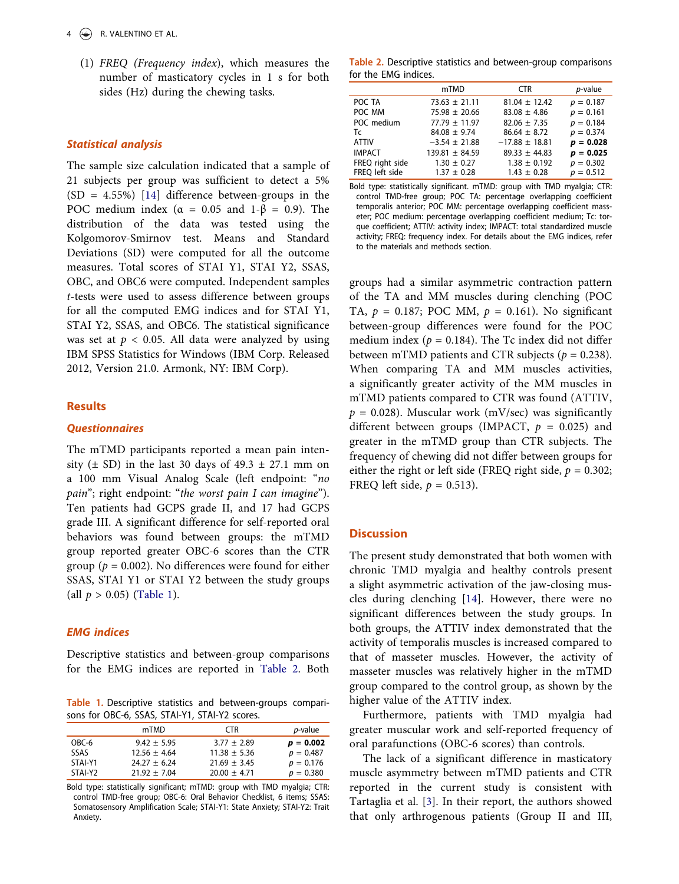(1) *FREQ (Frequency index)*, which measures the number of masticatory cycles in 1 s for both sides (Hz) during the chewing tasks.

### Statistical analysis

The sample size calculation indicated that a sample of 21 subjects per group was sufficient to detect a 5% (SD = 4.55%) [14] difference between-groups in the POC medium index ($\alpha$ = 0.05 and 1-$\beta$ = 0.9). The distribution of the data was tested using the Kolgomorov-Smirnov test. Means and Standard Deviations (SD) were computed for all the outcome measures. Total scores of STAI Y1, STAI Y2, SSAS, OBC, and OBC6 were computed. Independent samples *t*-tests were used to assess difference between groups for all the computed EMG indices and for STAI Y1, STAI Y2, SSAS, and OBC6. The statistical significance was set at $p < 0.05$. All data were analyzed by using IBM SPSS Statistics for Windows (IBM Corp. Released 2012, Version 21.0. Armonk, NY: IBM Corp).

## Results

### Questionnaires

The mTMD participants reported a mean pain intensity (± SD) in the last 30 days of 49.3 ± 27.1 mm on a 100 mm Visual Analog Scale (left endpoint: "*no pain*"; right endpoint: "*the worst pain I can imagine*"). Ten patients had GCPS grade II, and 17 had GCPS grade III. A significant difference for self-reported oral behaviors was found between groups: the mTMD group reported greater OBC-6 scores than the CTR group ($p$ = 0.002). No differences were found for either SSAS, STAI Y1 or STAI Y2 between the study groups (all $p$ > 0.05) (Table 1).

### EMG indices

Descriptive statistics and between-group comparisons for the EMG indices are reported in Table 2. Both groups had a similar asymmetric contraction pattern of the TA and MM muscles during clenching (POC TA, $p$ = 0.187; POC MM, $p$ = 0.161). No significant between-group differences were found for the POC medium index ($p$ = 0.184). The Tc index did not differ between mTMD patients and CTR subjects ($p$ = 0.238). When comparing TA and MM muscles activities, a significantly greater activity of the MM muscles in mTMD patients compared to CTR was found (ATTIV, $p$ = 0.028). Muscular work (mV/sec) was significantly different between groups (IMPACT, $p$ = 0.025) and greater in the mTMD group than CTR subjects. The frequency of chewing did not differ between groups for either the right or left side (FREQ right side, $p$ = 0.302; FREQ left side, $p$ = 0.513).

**Table 1.** Descriptive statistics and between-groups comparisons for OBC-6, SSAS, STAI-Y1, STAI-Y2 scores.

| | mTMD | CTR | *p*-value |
|---|---|---|---|
| OBC-6 | 9.42 ± 5.95 | 3.77 ± 2.89 | $\mathbf{p = 0.002}$ |
| SSAS | 12.56 ± 4.64 | 11.38 ± 5.36 | $p$ = 0.487 |
| STAI-Y1 | 24.27 ± 6.24 | 21.69 ± 3.45 | $p$ = 0.176 |
| STAI-Y2 | 21.92 ± 7.04 | 20.00 ± 4.71 | $p$ = 0.380 |

Bold type: statistically significant; mTMD: group with TMD myalgia; CTR: control TMD-free group; OBC-6: Oral Behavior Checklist, 6 items; SSAS: Somatosensory Amplification Scale; STAI-Y1: State Anxiety; STAI-Y2: Trait Anxiety.

**Table 2.** Descriptive statistics and between-group comparisons for the EMG indices.

| | mTMD | CTR | *p*-value |
|---|---|---|---|
| POC TA | 73.63 ± 21.11 | 81.04 ± 12.42 | $p$ = 0.187 |
| POC MM | 75.98 ± 20.66 | 83.08 ± 4.86 | $p$ = 0.161 |
| POC medium | 77.79 ± 11.97 | 82.06 ± 7.35 | $p$ = 0.184 |
| Tc | 84.08 ± 9.74 | 86.64 ± 8.72 | $p$ = 0.374 |
| ATTIV | −3.54 ± 21.88 | −17.88 ± 18.81 | $\mathbf{p = 0.028}$ |
| IMPACT | 139.81 ± 84.59 | 89.33 ± 44.83 | $\mathbf{p = 0.025}$ |
| FREQ right side | 1.30 ± 0.27 | 1.38 ± 0.192 | $p$ = 0.302 |
| FREQ left side | 1.37 ± 0.28 | 1.43 ± 0.28 | $p$ = 0.512 |

Bold type: statistically significant. mTMD: group with TMD myalgia; CTR: control TMD-free group; POC TA: percentage overlapping coefficient temporalis anterior; POC MM: percentage overlapping coefficient masseter; POC medium: percentage overlapping coefficient medium; Tc: torque coefficient; ATTIV: activity index; IMPACT: total standardized muscle activity; FREQ: frequency index. For details about the EMG indices, refer to the materials and methods section.

## Discussion

The present study demonstrated that both women with chronic TMD myalgia and healthy controls present a slight asymmetric activation of the jaw-closing muscles during clenching [14]. However, there were no significant differences between the study groups. In both groups, the ATTIV index demonstrated that the activity of temporalis muscles is increased compared to that of masseter muscles. However, the activity of masseter muscles was relatively higher in the mTMD group compared to the control group, as shown by the higher value of the ATTIV index.

Furthermore, patients with TMD myalgia had greater muscular work and self-reported frequency of oral parafunctions (OBC-6 scores) than controls.

The lack of a significant difference in masticatory muscle asymmetry between mTMD patients and CTR reported in the current study is consistent with Tartaglia et al. [3]. In their report, the authors showed that only arthrogenous patients (Group II and III,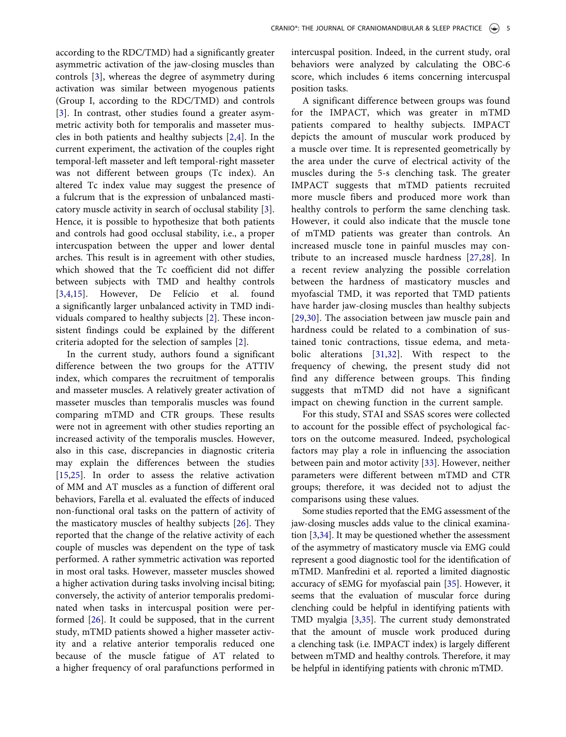according to the RDC/TMD) had a significantly greater asymmetric activation of the jaw-closing muscles than controls [3], whereas the degree of asymmetry during activation was similar between myogenous patients (Group I, according to the RDC/TMD) and controls [3]. In contrast, other studies found a greater asymmetric activity both for temporalis and masseter muscles in both patients and healthy subjects [2,4]. In the current experiment, the activation of the couples right temporal-left masseter and left temporal-right masseter was not different between groups (Tc index). An altered Tc index value may suggest the presence of a fulcrum that is the expression of unbalanced masticatory muscle activity in search of occlusal stability [3]. Hence, it is possible to hypothesize that both patients and controls had good occlusal stability, i.e., a proper intercuspation between the upper and lower dental arches. This result is in agreement with other studies, which showed that the Tc coefficient did not differ between subjects with TMD and healthy controls [3,4,15]. However, De Felício et al. found a significantly larger unbalanced activity in TMD individuals compared to healthy subjects [2]. These inconsistent findings could be explained by the different criteria adopted for the selection of samples [2].

In the current study, authors found a significant difference between the two groups for the ATTIV index, which compares the recruitment of temporalis and masseter muscles. A relatively greater activation of masseter muscles than temporalis muscles was found comparing mTMD and CTR groups. These results were not in agreement with other studies reporting an increased activity of the temporalis muscles. However, also in this case, discrepancies in diagnostic criteria may explain the differences between the studies [15,25]. In order to assess the relative activation of MM and AT muscles as a function of different oral behaviors, Farella et al. evaluated the effects of induced non-functional oral tasks on the pattern of activity of the masticatory muscles of healthy subjects [26]. They reported that the change of the relative activity of each couple of muscles was dependent on the type of task performed. A rather symmetric activation was reported in most oral tasks. However, masseter muscles showed a higher activation during tasks involving incisal biting; conversely, the activity of anterior temporalis predominated when tasks in intercuspal position were performed [26]. It could be supposed, that in the current study, mTMD patients showed a higher masseter activity and a relative anterior temporalis reduced one because of the muscle fatigue of AT related to a higher frequency of oral parafunctions performed in intercuspal position. Indeed, in the current study, oral behaviors were analyzed by calculating the OBC-6 score, which includes 6 items concerning intercuspal position tasks.

A significant difference between groups was found for the IMPACT, which was greater in mTMD patients compared to healthy subjects. IMPACT depicts the amount of muscular work produced by a muscle over time. It is represented geometrically by the area under the curve of electrical activity of the muscles during the 5-s clenching task. The greater IMPACT suggests that mTMD patients recruited more muscle fibers and produced more work than healthy controls to perform the same clenching task. However, it could also indicate that the muscle tone of mTMD patients was greater than controls. An increased muscle tone in painful muscles may contribute to an increased muscle hardness [27,28]. In a recent review analyzing the possible correlation between the hardness of masticatory muscles and myofascial TMD, it was reported that TMD patients have harder jaw-closing muscles than healthy subjects [29,30]. The association between jaw muscle pain and hardness could be related to a combination of sustained tonic contractions, tissue edema, and metabolic alterations [31,32]. With respect to the frequency of chewing, the present study did not find any difference between groups. This finding suggests that mTMD did not have a significant impact on chewing function in the current sample.

For this study, STAI and SSAS scores were collected to account for the possible effect of psychological factors on the outcome measured. Indeed, psychological factors may play a role in influencing the association between pain and motor activity [33]. However, neither parameters were different between mTMD and CTR groups; therefore, it was decided not to adjust the comparisons using these values.

Some studies reported that the EMG assessment of the jaw-closing muscles adds value to the clinical examination [3,34]. It may be questioned whether the assessment of the asymmetry of masticatory muscle via EMG could represent a good diagnostic tool for the identification of mTMD. Manfredini et al. reported a limited diagnostic accuracy of sEMG for myofascial pain [35]. However, it seems that the evaluation of muscular force during clenching could be helpful in identifying patients with TMD myalgia [3,35]. The current study demonstrated that the amount of muscle work produced during a clenching task (i.e. IMPACT index) is largely different between mTMD and healthy controls. Therefore, it may be helpful in identifying patients with chronic mTMD.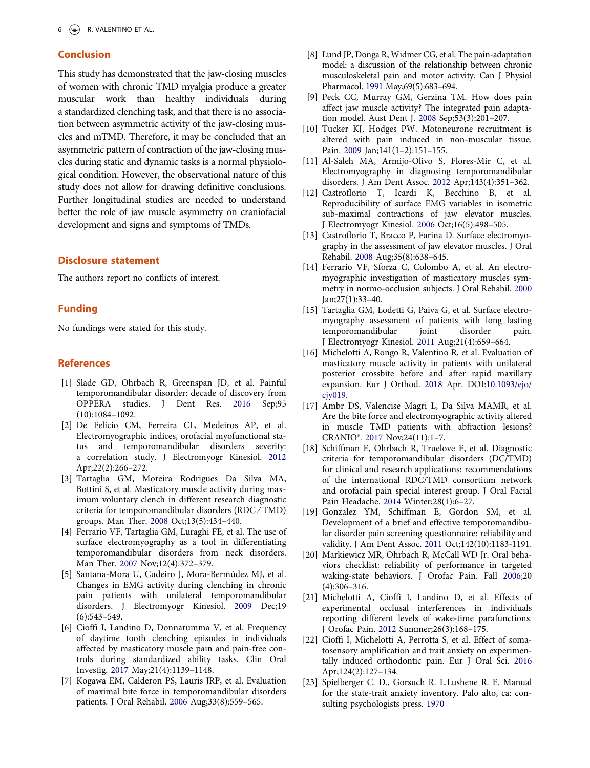## Conclusion

This study has demonstrated that the jaw-closing muscles of women with chronic TMD myalgia produce a greater muscular work than healthy individuals during a standardized clenching task, and that there is no association between asymmetric activity of the jaw-closing muscles and mTMD. Therefore, it may be concluded that an asymmetric pattern of contraction of the jaw-closing muscles during static and dynamic tasks is a normal physiological condition. However, the observational nature of this study does not allow for drawing definitive conclusions. Further longitudinal studies are needed to understand better the role of jaw muscle asymmetry on craniofacial development and signs and symptoms of TMDs.

## Disclosure statement

The authors report no conflicts of interest.

## Funding

No fundings were stated for this study.

## References

[1] Slade GD, Ohrbach R, Greenspan JD, et al. Painful temporomandibular disorder: decade of discovery from OPPERA studies. J Dent Res. 2016 Sep;95(10):1084–1092.

[2] De Felício CM, Ferreira CL, Medeiros AP, et al. Electromyographic indices, orofacial myofunctional status and temporomandibular disorders severity: a correlation study. J Electromyogr Kinesiol. 2012 Apr;22(2):266–272.

[3] Tartaglia GM, Moreira Rodrigues Da Silva MA, Bottini S, et al. Masticatory muscle activity during maximum voluntary clench in different research diagnostic criteria for temporomandibular disorders (RDC/TMD) groups. Man Ther. 2008 Oct;13(5):434–440.

[4] Ferrario VF, Tartaglia GM, Luraghi FE, et al. The use of surface electromyography as a tool in differentiating temporomandibular disorders from neck disorders. Man Ther. 2007 Nov;12(4):372–379.

[5] Santana-Mora U, Cudeiro J, Mora-Bermúdez MJ, et al. Changes in EMG activity during clenching in chronic pain patients with unilateral temporomandibular disorders. J Electromyogr Kinesiol. 2009 Dec;19(6):543–549.

[6] Cioffi I, Landino D, Donnarumma V, et al. Frequency of daytime tooth clenching episodes in individuals affected by masticatory muscle pain and pain-free controls during standardized ability tasks. Clin Oral Investig. 2017 May;21(4):1139–1148.

[7] Kogawa EM, Calderon PS, Lauris JRP, et al. Evaluation of maximal bite force in temporomandibular disorders patients. J Oral Rehabil. 2006 Aug;33(8):559–565.

[8] Lund JP, Donga R, Widmer CG, et al. The pain-adaptation model: a discussion of the relationship between chronic musculoskeletal pain and motor activity. Can J Physiol Pharmacol. 1991 May;69(5):683–694.

[9] Peck CC, Murray GM, Gerzina TM. How does pain affect jaw muscle activity? The integrated pain adaptation model. Aust Dent J. 2008 Sep;53(3):201–207.

[10] Tucker KJ, Hodges PW. Motoneurone recruitment is altered with pain induced in non-muscular tissue. Pain. 2009 Jan;141(1–2):151–155.

[11] Al-Saleh MA, Armijo-Olivo S, Flores-Mir C, et al. Electromyography in diagnosing temporomandibular disorders. J Am Dent Assoc. 2012 Apr;143(4):351–362.

[12] Castroflorio T, Icardi K, Becchino B, et al. Reproducibility of surface EMG variables in isometric sub-maximal contractions of jaw elevator muscles. J Electromyogr Kinesiol. 2006 Oct;16(5):498–505.

[13] Castroflorio T, Bracco P, Farina D. Surface electromyography in the assessment of jaw elevator muscles. J Oral Rehabil. 2008 Aug;35(8):638–645.

[14] Ferrario VF, Sforza C, Colombo A, et al. An electromyographic investigation of masticatory muscles symmetry in normo-occlusion subjects. J Oral Rehabil. 2000 Jan;27(1):33–40.

[15] Tartaglia GM, Lodetti G, Paiva G, et al. Surface electromyography assessment of patients with long lasting temporomandibular joint disorder pain. J Electromyogr Kinesiol. 2011 Aug;21(4):659–664.

[16] Michelotti A, Rongo R, Valentino R, et al. Evaluation of masticatory muscle activity in patients with unilateral posterior crossbite before and after rapid maxillary expansion. Eur J Orthod. 2018 Apr. DOI:10.1093/ejo/cjy019.

[17] Ambr DS, Valencise Magri L, Da Silva MAMR, et al. Are the bite force and electromyographic activity altered in muscle TMD patients with abfraction lesions? CRANIO®. 2017 Nov;24(11):1–7.

[18] Schiffman E, Ohrbach R, Truelove E, et al. Diagnostic criteria for temporomandibular disorders (DC/TMD) for clinical and research applications: recommendations of the international RDC/TMD consortium network and orofacial pain special interest group. J Oral Facial Pain Headache. 2014 Winter;28(1):6–27.

[19] Gonzalez YM, Schiffman E, Gordon SM, et al. Development of a brief and effective temporomandibular disorder pain screening questionnaire: reliability and validity. J Am Dent Assoc. 2011 Oct;142(10):1183-1191.

[20] Markiewicz MR, Ohrbach R, McCall WD Jr. Oral behaviors checklist: reliability of performance in targeted waking-state behaviors. J Orofac Pain. Fall 2006;20(4):306–316.

[21] Michelotti A, Cioffi I, Landino D, et al. Effects of experimental occlusal interferences in individuals reporting different levels of wake-time parafunctions. J Orofac Pain. 2012 Summer;26(3):168–175.

[22] Cioffi I, Michelotti A, Perrotta S, et al. Effect of somatosensory amplification and trait anxiety on experimentally induced orthodontic pain. Eur J Oral Sci. 2016 Apr;124(2):127–134.

[23] Spielberger C. D., Gorsuch R. L.Lushene R. E. Manual for the state-trait anxiety inventory. Palo alto, ca: consulting psychologists press. 1970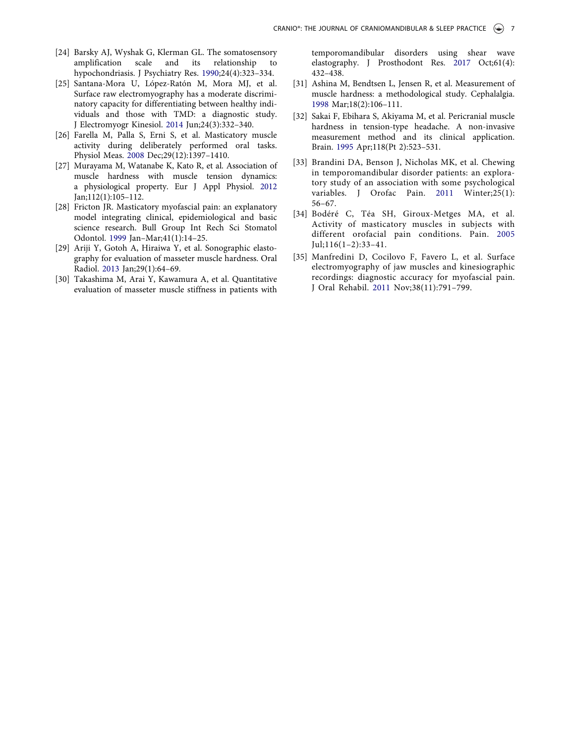[24] Barsky AJ, Wyshak G, Klerman GL. The somatosensory amplification scale and its relationship to hypochondriasis. J Psychiatry Res. 1990;24(4):323–334.

[25] Santana-Mora U, López-Ratón M, Mora MJ, et al. Surface raw electromyography has a moderate discriminatory capacity for differentiating between healthy individuals and those with TMD: a diagnostic study. J Electromyogr Kinesiol. 2014 Jun;24(3):332–340.

[26] Farella M, Palla S, Erni S, et al. Masticatory muscle activity during deliberately performed oral tasks. Physiol Meas. 2008 Dec;29(12):1397–1410.

[27] Murayama M, Watanabe K, Kato R, et al. Association of muscle hardness with muscle tension dynamics: a physiological property. Eur J Appl Physiol. 2012 Jan;112(1):105–112.

[28] Fricton JR. Masticatory myofascial pain: an explanatory model integrating clinical, epidemiological and basic science research. Bull Group Int Rech Sci Stomatol Odontol. 1999 Jan–Mar;41(1):14–25.

[29] Ariji Y, Gotoh A, Hiraiwa Y, et al. Sonographic elastography for evaluation of masseter muscle hardness. Oral Radiol. 2013 Jan;29(1):64–69.

[30] Takashima M, Arai Y, Kawamura A, et al. Quantitative evaluation of masseter muscle stiffness in patients with temporomandibular disorders using shear wave elastography. J Prosthodont Res. 2017 Oct;61(4): 432–438.

[31] Ashina M, Bendtsen L, Jensen R, et al. Measurement of muscle hardness: a methodological study. Cephalalgia. 1998 Mar;18(2):106–111.

[32] Sakai F, Ebihara S, Akiyama M, et al. Pericranial muscle hardness in tension-type headache. A non-invasive measurement method and its clinical application. Brain. 1995 Apr;118(Pt 2):523–531.

[33] Brandini DA, Benson J, Nicholas MK, et al. Chewing in temporomandibular disorder patients: an exploratory study of an association with some psychological variables. J Orofac Pain. 2011 Winter;25(1): 56–67.

[34] Bodéré C, Téa SH, Giroux-Metges MA, et al. Activity of masticatory muscles in subjects with different orofacial pain conditions. Pain. 2005 Jul;116(1–2):33–41.

[35] Manfredini D, Cocilovo F, Favero L, et al. Surface electromyography of jaw muscles and kinesiographic recordings: diagnostic accuracy for myofascial pain. J Oral Rehabil. 2011 Nov;38(11):791–799.